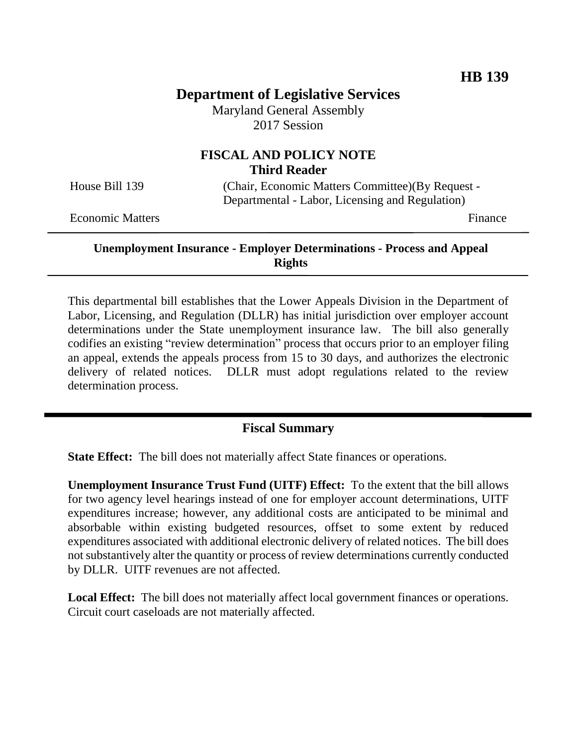**HB 139**

# Department of Legislative Services

Maryland General Assembly
2017 Session

## FISCAL AND POLICY NOTE
**Third Reader**

House Bill 139 (Chair, Economic Matters Committee)(By Request - Departmental - Labor, Licensing and Regulation)

Economic Matters Finance

---

**Unemployment Insurance - Employer Determinations - Process and Appeal Rights**

---

This departmental bill establishes that the Lower Appeals Division in the Department of Labor, Licensing, and Regulation (DLLR) has initial jurisdiction over employer account determinations under the State unemployment insurance law. The bill also generally codifies an existing "review determination" process that occurs prior to an employer filing an appeal, extends the appeals process from 15 to 30 days, and authorizes the electronic delivery of related notices. DLLR must adopt regulations related to the review determination process.

---

## Fiscal Summary

**State Effect:** The bill does not materially affect State finances or operations.

**Unemployment Insurance Trust Fund (UITF) Effect:** To the extent that the bill allows for two agency level hearings instead of one for employer account determinations, UITF expenditures increase; however, any additional costs are anticipated to be minimal and absorbable within existing budgeted resources, offset to some extent by reduced expenditures associated with additional electronic delivery of related notices. The bill does not substantively alter the quantity or process of review determinations currently conducted by DLLR. UITF revenues are not affected.

**Local Effect:** The bill does not materially affect local government finances or operations. Circuit court caseloads are not materially affected.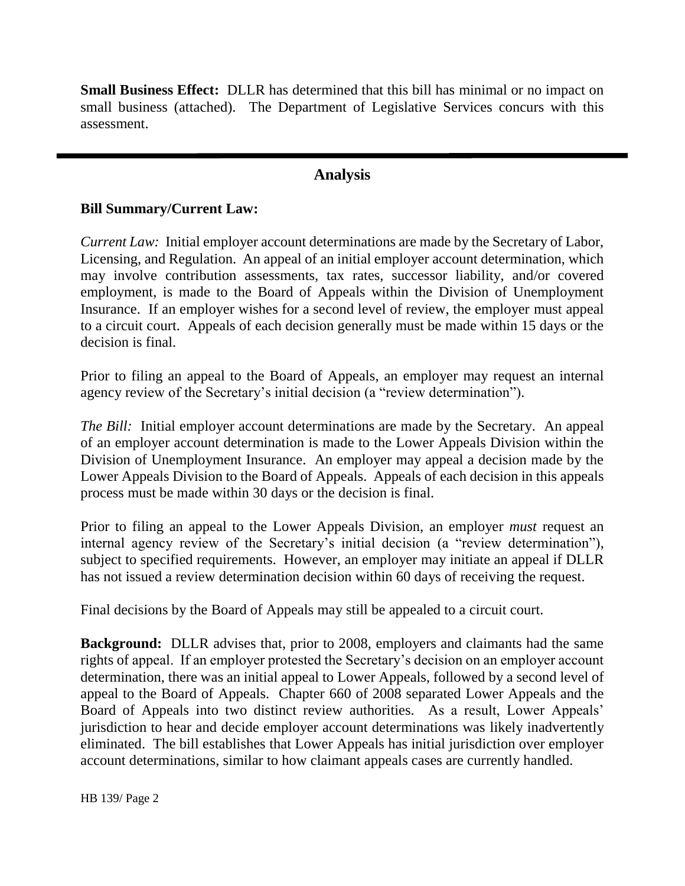**Small Business Effect:** DLLR has determined that this bill has minimal or no impact on small business (attached). The Department of Legislative Services concurs with this assessment.

---

## Analysis

**Bill Summary/Current Law:**

*Current Law:* Initial employer account determinations are made by the Secretary of Labor, Licensing, and Regulation. An appeal of an initial employer account determination, which may involve contribution assessments, tax rates, successor liability, and/or covered employment, is made to the Board of Appeals within the Division of Unemployment Insurance. If an employer wishes for a second level of review, the employer must appeal to a circuit court. Appeals of each decision generally must be made within 15 days or the decision is final.

Prior to filing an appeal to the Board of Appeals, an employer may request an internal agency review of the Secretary's initial decision (a "review determination").

*The Bill:* Initial employer account determinations are made by the Secretary. An appeal of an employer account determination is made to the Lower Appeals Division within the Division of Unemployment Insurance. An employer may appeal a decision made by the Lower Appeals Division to the Board of Appeals. Appeals of each decision in this appeals process must be made within 30 days or the decision is final.

Prior to filing an appeal to the Lower Appeals Division, an employer *must* request an internal agency review of the Secretary's initial decision (a "review determination"), subject to specified requirements. However, an employer may initiate an appeal if DLLR has not issued a review determination decision within 60 days of receiving the request.

Final decisions by the Board of Appeals may still be appealed to a circuit court.

**Background:** DLLR advises that, prior to 2008, employers and claimants had the same rights of appeal. If an employer protested the Secretary's decision on an employer account determination, there was an initial appeal to Lower Appeals, followed by a second level of appeal to the Board of Appeals. Chapter 660 of 2008 separated Lower Appeals and the Board of Appeals into two distinct review authorities. As a result, Lower Appeals' jurisdiction to hear and decide employer account determinations was likely inadvertently eliminated. The bill establishes that Lower Appeals has initial jurisdiction over employer account determinations, similar to how claimant appeals cases are currently handled.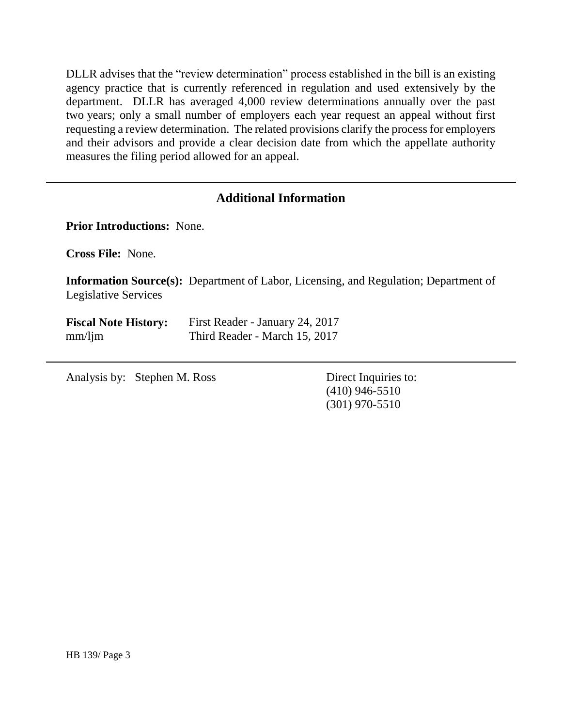DLLR advises that the "review determination" process established in the bill is an existing agency practice that is currently referenced in regulation and used extensively by the department. DLLR has averaged 4,000 review determinations annually over the past two years; only a small number of employers each year request an appeal without first requesting a review determination. The related provisions clarify the process for employers and their advisors and provide a clear decision date from which the appellate authority measures the filing period allowed for an appeal.

---

## Additional Information

**Prior Introductions:** None.

**Cross File:** None.

**Information Source(s):** Department of Labor, Licensing, and Regulation; Department of Legislative Services

**Fiscal Note History:** First Reader - January 24, 2017
mm/ljm Third Reader - March 15, 2017

---

Analysis by: Stephen M. Ross

Direct Inquiries to:
(410) 946-5510
(301) 970-5510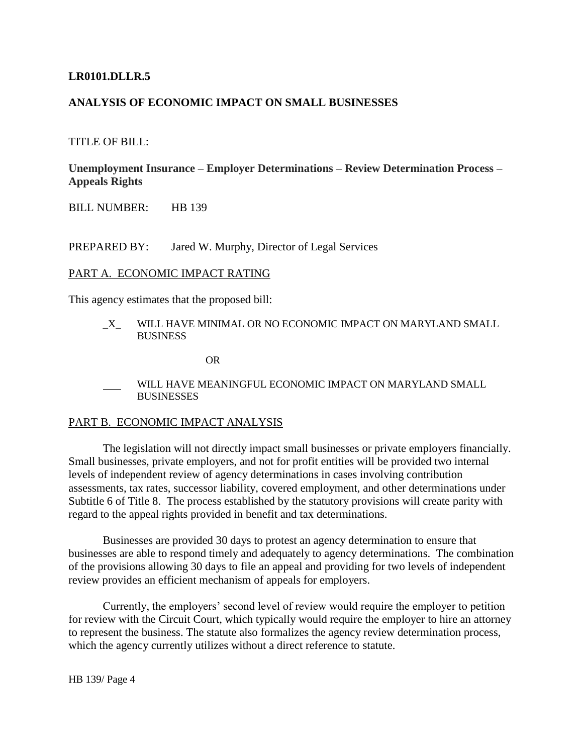**LR0101.DLLR.5**

**ANALYSIS OF ECONOMIC IMPACT ON SMALL BUSINESSES**

TITLE OF BILL:

**Unemployment Insurance – Employer Determinations – Review Determination Process – Appeals Rights**

BILL NUMBER: HB 139

PREPARED BY: Jared W. Murphy, Director of Legal Services

PART A. ECONOMIC IMPACT RATING

This agency estimates that the proposed bill:

_X_ WILL HAVE MINIMAL OR NO ECONOMIC IMPACT ON MARYLAND SMALL BUSINESS

OR

___ WILL HAVE MEANINGFUL ECONOMIC IMPACT ON MARYLAND SMALL BUSINESSES

PART B. ECONOMIC IMPACT ANALYSIS

The legislation will not directly impact small businesses or private employers financially. Small businesses, private employers, and not for profit entities will be provided two internal levels of independent review of agency determinations in cases involving contribution assessments, tax rates, successor liability, covered employment, and other determinations under Subtitle 6 of Title 8. The process established by the statutory provisions will create parity with regard to the appeal rights provided in benefit and tax determinations.

Businesses are provided 30 days to protest an agency determination to ensure that businesses are able to respond timely and adequately to agency determinations. The combination of the provisions allowing 30 days to file an appeal and providing for two levels of independent review provides an efficient mechanism of appeals for employers.

Currently, the employers' second level of review would require the employer to petition for review with the Circuit Court, which typically would require the employer to hire an attorney to represent the business. The statute also formalizes the agency review determination process, which the agency currently utilizes without a direct reference to statute.